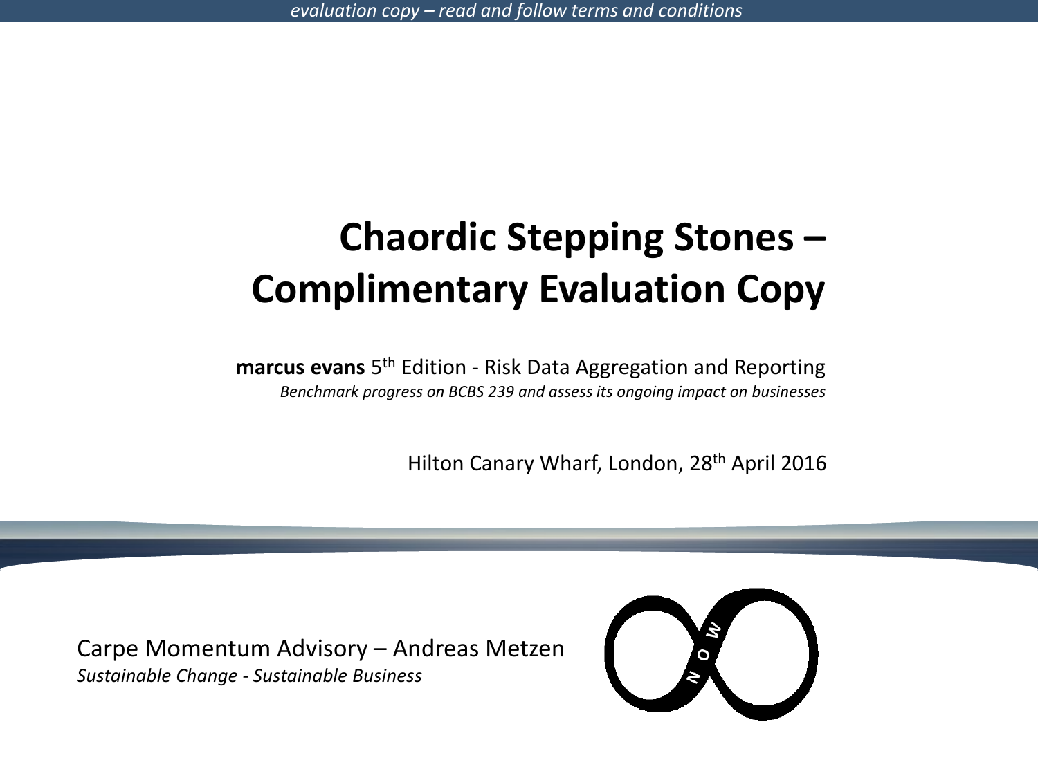*evaluation copy – read and follow terms and conditions*

# Chaordic Stepping Stones – Complimentary Evaluation Copy

**marcus evans** 5th Edition - Risk Data Aggregation and Reporting

*Benchmark progress on BCBS 239 and assess its ongoing impact on businesses*

Hilton Canary Wharf, London, 28th April 2016

Carpe Momentum Advisory – Andreas Metzen

*Sustainable Change - Sustainable Business*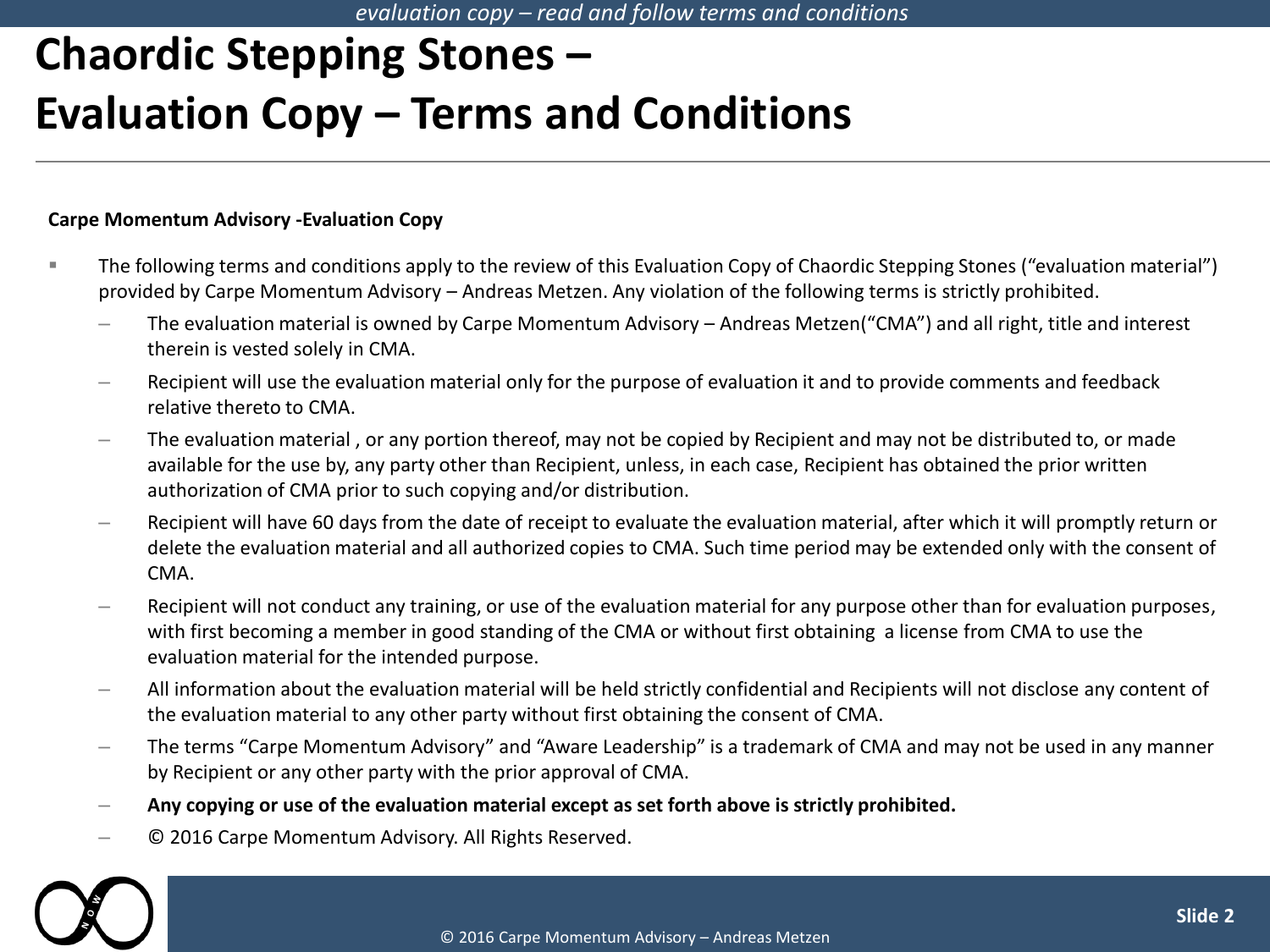# Chaordic Stepping Stones – Evaluation Copy – Terms and Conditions

**Carpe Momentum Advisory -Evaluation Copy**

- The following terms and conditions apply to the review of this Evaluation Copy of Chaordic Stepping Stones ("evaluation material") provided by Carpe Momentum Advisory – Andreas Metzen. Any violation of the following terms is strictly prohibited.
  - The evaluation material is owned by Carpe Momentum Advisory – Andreas Metzen("CMA") and all right, title and interest therein is vested solely in CMA.
  - Recipient will use the evaluation material only for the purpose of evaluation it and to provide comments and feedback relative thereto to CMA.
  - The evaluation material , or any portion thereof, may not be copied by Recipient and may not be distributed to, or made available for the use by, any party other than Recipient, unless, in each case, Recipient has obtained the prior written authorization of CMA prior to such copying and/or distribution.
  - Recipient will have 60 days from the date of receipt to evaluate the evaluation material, after which it will promptly return or delete the evaluation material and all authorized copies to CMA. Such time period may be extended only with the consent of CMA.
  - Recipient will not conduct any training, or use of the evaluation material for any purpose other than for evaluation purposes, with first becoming a member in good standing of the CMA or without first obtaining a license from CMA to use the evaluation material for the intended purpose.
  - All information about the evaluation material will be held strictly confidential and Recipients will not disclose any content of the evaluation material to any other party without first obtaining the consent of CMA.
  - The terms "Carpe Momentum Advisory" and "Aware Leadership" is a trademark of CMA and may not be used in any manner by Recipient or any other party with the prior approval of CMA.
  - **Any copying or use of the evaluation material except as set forth above is strictly prohibited.**
  - © 2016 Carpe Momentum Advisory. All Rights Reserved.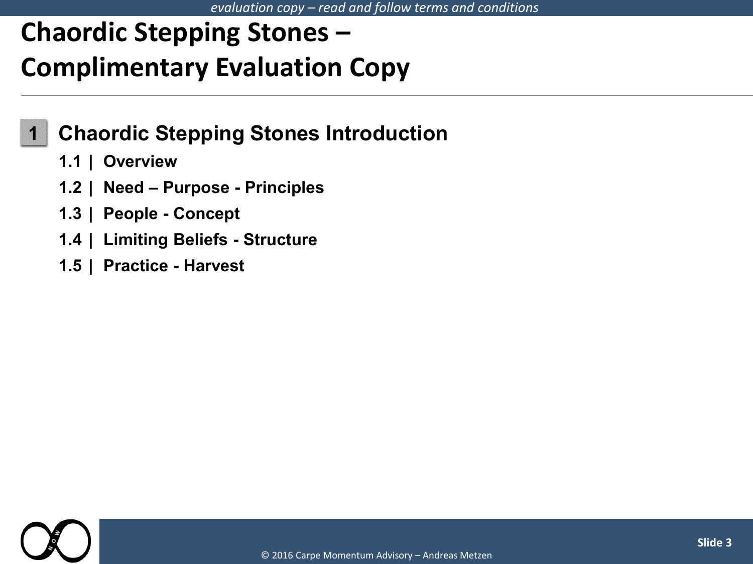# Chaordic Stepping Stones – Complimentary Evaluation Copy

## 1 Chaordic Stepping Stones Introduction

- 1.1 | Overview
- 1.2 | Need – Purpose - Principles
- 1.3 | People - Concept
- 1.4 | Limiting Beliefs - Structure
- 1.5 | Practice - Harvest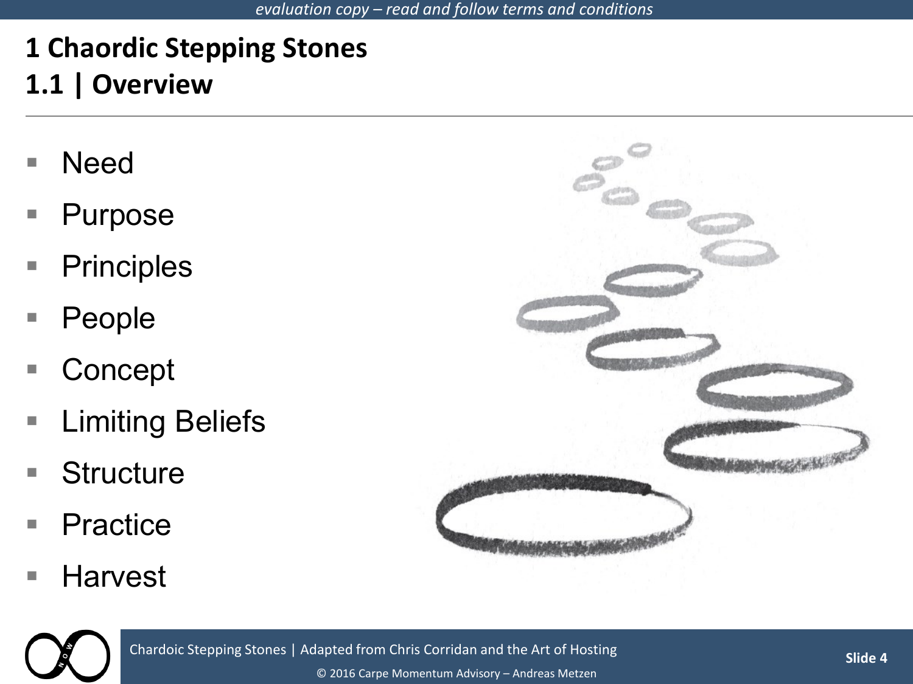# 1 Chaordic Stepping Stones

## 1.1 | Overview

- Need
- Purpose
- Principles
- People
- Concept
- Limiting Beliefs
- Structure
- Practice
- Harvest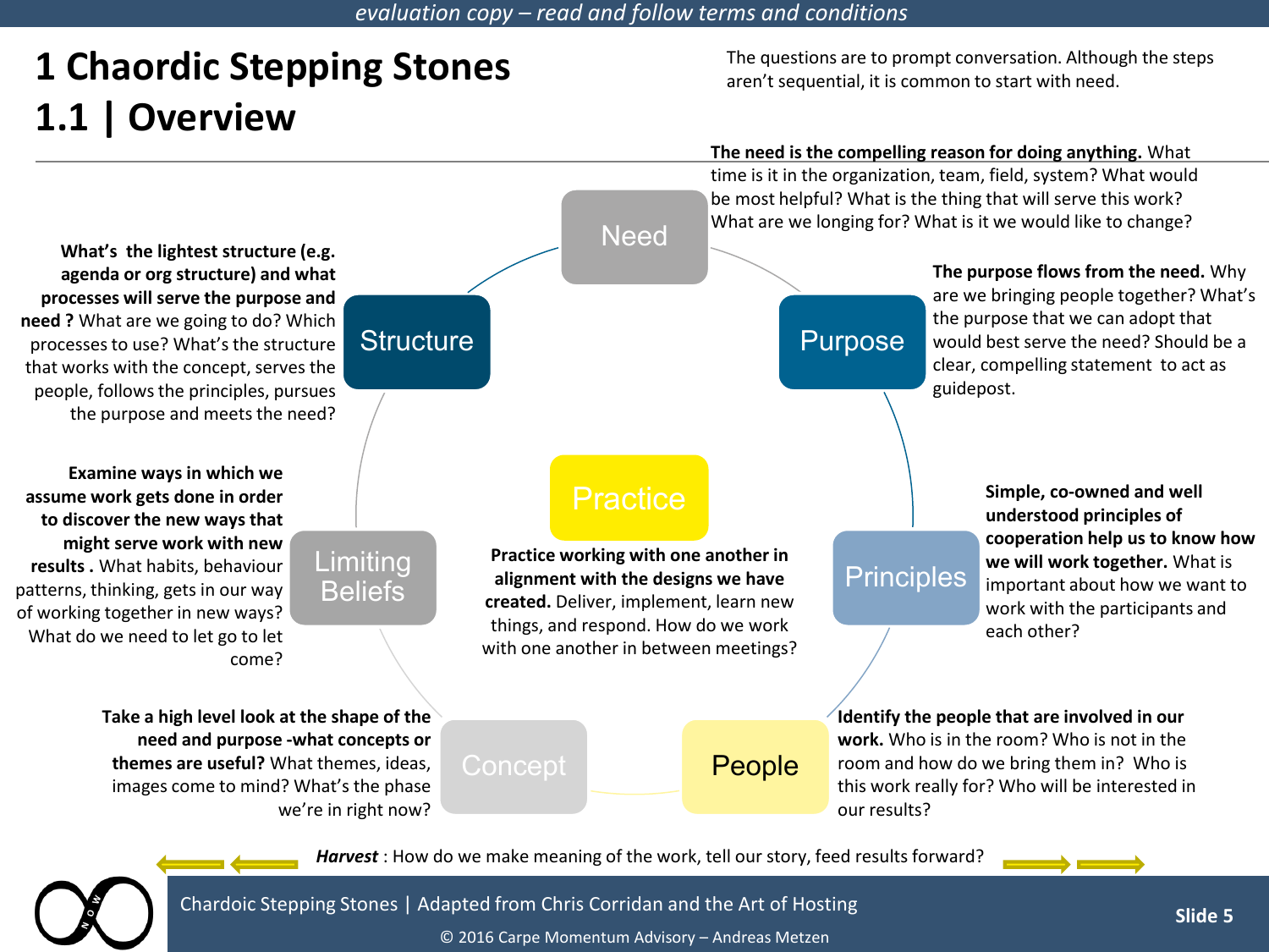# 1 Chaordic Stepping Stones

## 1.1 | Overview

The questions are to prompt conversation. Although the steps aren't sequential, it is common to start with need.

### Need

**The need is the compelling reason for doing anything.** What time is it in the organization, team, field, system? What would be most helpful? What is the thing that will serve this work? What are we longing for? What is it we would like to change?

### Purpose

**The purpose flows from the need.** Why are we bringing people together? What's the purpose that we can adopt that would best serve the need? Should be a clear, compelling statement to act as guidepost.

### Principles

**Simple, co-owned and well understood principles of cooperation help us to know how we will work together.** What is important about how we want to work with the participants and each other?

### People

**Identify the people that are involved in our work.** Who is in the room? Who is not in the room and how do we bring them in? Who is this work really for? Who will be interested in our results?

### Concept

**Take a high level look at the shape of the need and purpose -what concepts or themes are useful?** What themes, ideas, images come to mind? What's the phase we're in right now?

### Limiting Beliefs

**Examine ways in which we assume work gets done in order to discover the new ways that might serve work with new results .** What habits, behaviour patterns, thinking, gets in our way of working together in new ways? What do we need to let go to let come?

### Structure

**What's the lightest structure (e.g. agenda or org structure) and what processes will serve the purpose and need ?** What are we going to do? Which processes to use? What's the structure that works with the concept, serves the people, follows the principles, pursues the purpose and meets the need?

### Practice

**Practice working with one another in alignment with the designs we have created.** Deliver, implement, learn new things, and respond. How do we work with one another in between meetings?

***Harvest*** : How do we make meaning of the work, tell our story, feed results forward?

Chardoic Stepping Stones | Adapted from Chris Corridan and the Art of Hosting

© 2016 Carpe Momentum Advisory – Andreas Metzen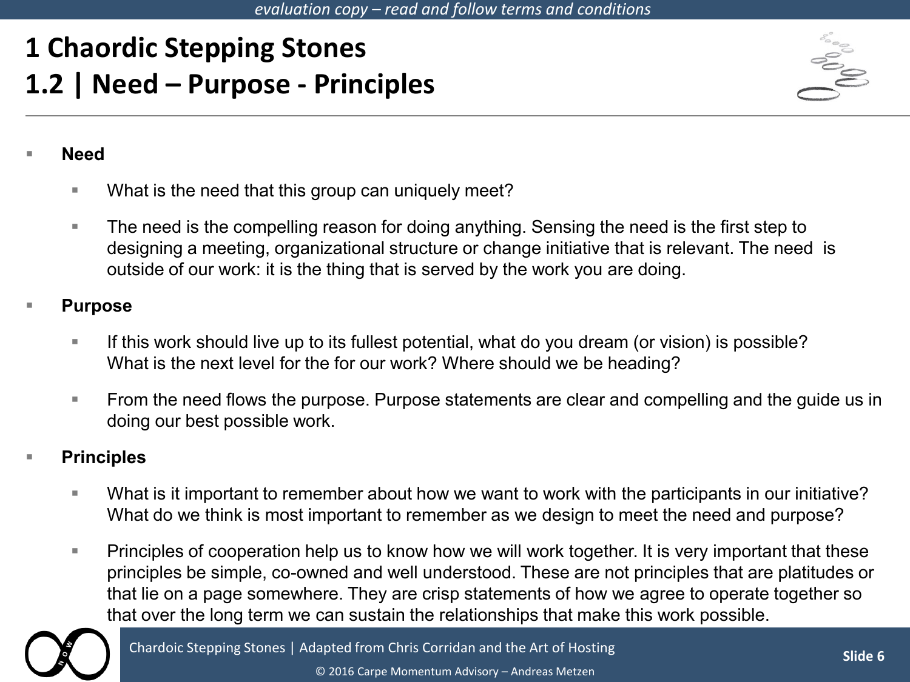# 1 Chaordic Stepping Stones

## 1.2 | Need – Purpose - Principles

- **Need**
  - What is the need that this group can uniquely meet?
  - The need is the compelling reason for doing anything. Sensing the need is the first step to designing a meeting, organizational structure or change initiative that is relevant. The need is outside of our work: it is the thing that is served by the work you are doing.
- **Purpose**
  - If this work should live up to its fullest potential, what do you dream (or vision) is possible? What is the next level for the for our work? Where should we be heading?
  - From the need flows the purpose. Purpose statements are clear and compelling and the guide us in doing our best possible work.
- **Principles**
  - What is it important to remember about how we want to work with the participants in our initiative? What do we think is most important to remember as we design to meet the need and purpose?
  - Principles of cooperation help us to know how we will work together. It is very important that these principles be simple, co-owned and well understood. These are not principles that are platitudes or that lie on a page somewhere. They are crisp statements of how we agree to operate together so that over the long term we can sustain the relationships that make this work possible.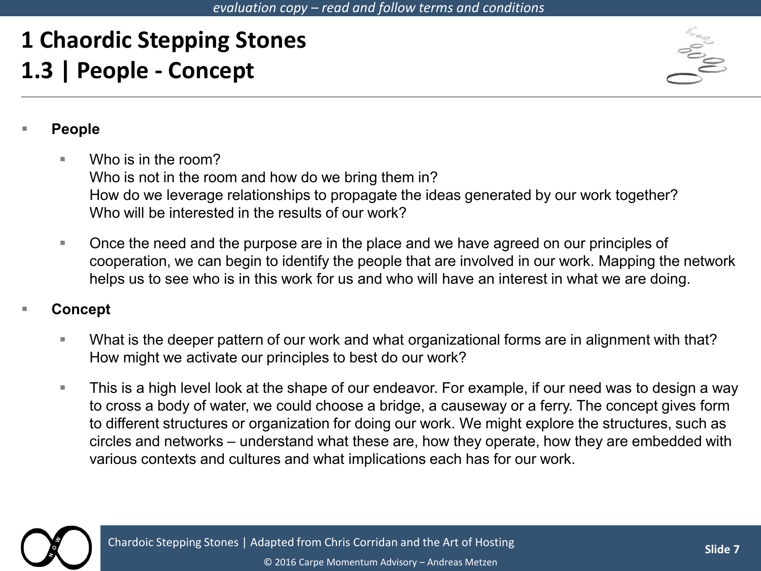# 1 Chaordic Stepping Stones

## 1.3 | People - Concept

- **People**
  - Who is in the room?
    Who is not in the room and how do we bring them in?
    How do we leverage relationships to propagate the ideas generated by our work together?
    Who will be interested in the results of our work?
  - Once the need and the purpose are in the place and we have agreed on our principles of cooperation, we can begin to identify the people that are involved in our work. Mapping the network helps us to see who is in this work for us and who will have an interest in what we are doing.
- **Concept**
  - What is the deeper pattern of our work and what organizational forms are in alignment with that?
    How might we activate our principles to best do our work?
  - This is a high level look at the shape of our endeavor. For example, if our need was to design a way to cross a body of water, we could choose a bridge, a causeway or a ferry. The concept gives form to different structures or organization for doing our work. We might explore the structures, such as circles and networks – understand what these are, how they operate, how they are embedded with various contexts and cultures and what implications each has for our work.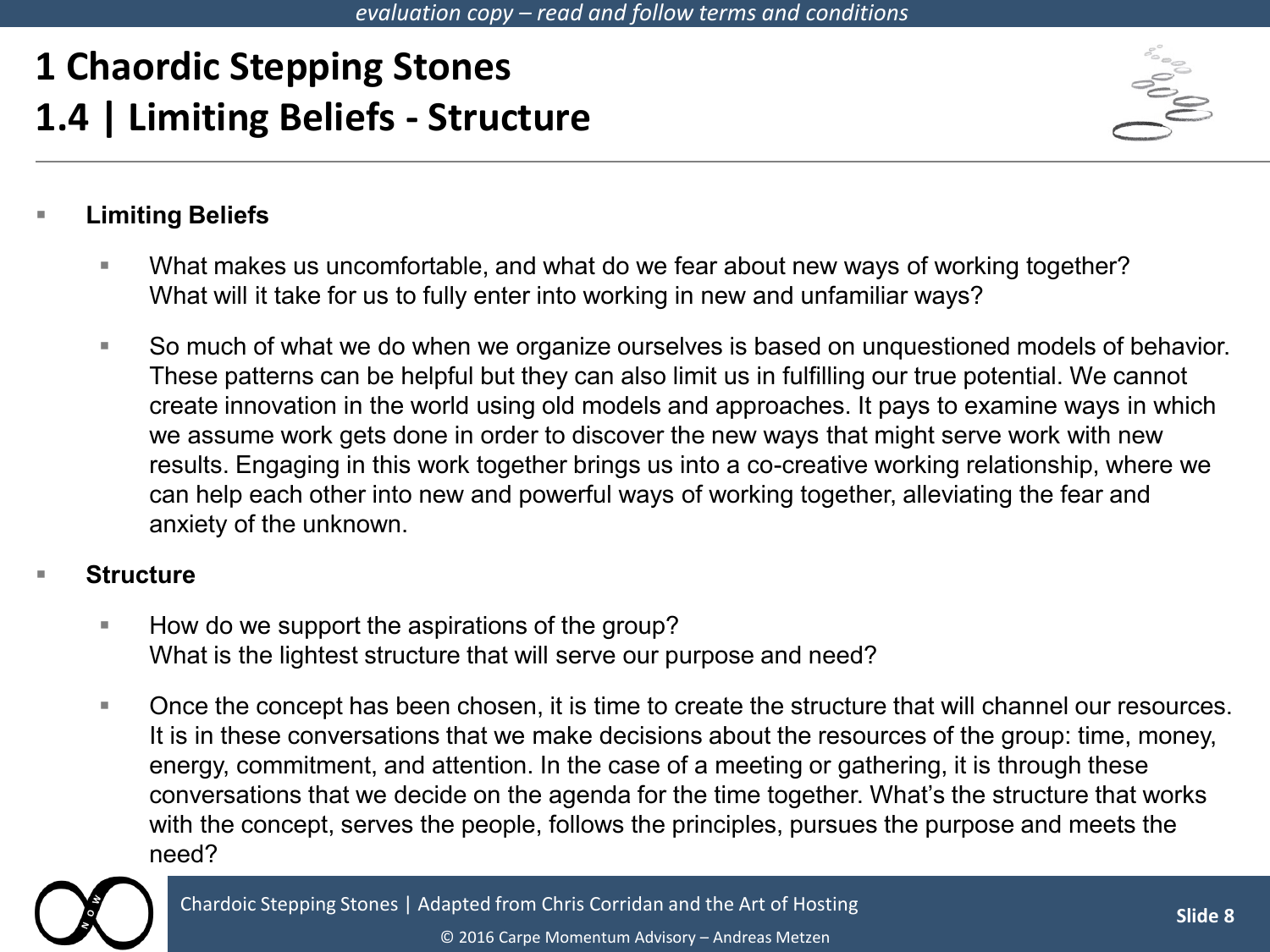# 1 Chaordic Stepping Stones

## 1.4 | Limiting Beliefs - Structure

- **Limiting Beliefs**
  - What makes us uncomfortable, and what do we fear about new ways of working together? What will it take for us to fully enter into working in new and unfamiliar ways?
  - So much of what we do when we organize ourselves is based on unquestioned models of behavior. These patterns can be helpful but they can also limit us in fulfilling our true potential. We cannot create innovation in the world using old models and approaches. It pays to examine ways in which we assume work gets done in order to discover the new ways that might serve work with new results. Engaging in this work together brings us into a co-creative working relationship, where we can help each other into new and powerful ways of working together, alleviating the fear and anxiety of the unknown.
- **Structure**
  - How do we support the aspirations of the group? What is the lightest structure that will serve our purpose and need?
  - Once the concept has been chosen, it is time to create the structure that will channel our resources. It is in these conversations that we make decisions about the resources of the group: time, money, energy, commitment, and attention. In the case of a meeting or gathering, it is through these conversations that we decide on the agenda for the time together. What's the structure that works with the concept, serves the people, follows the principles, pursues the purpose and meets the need?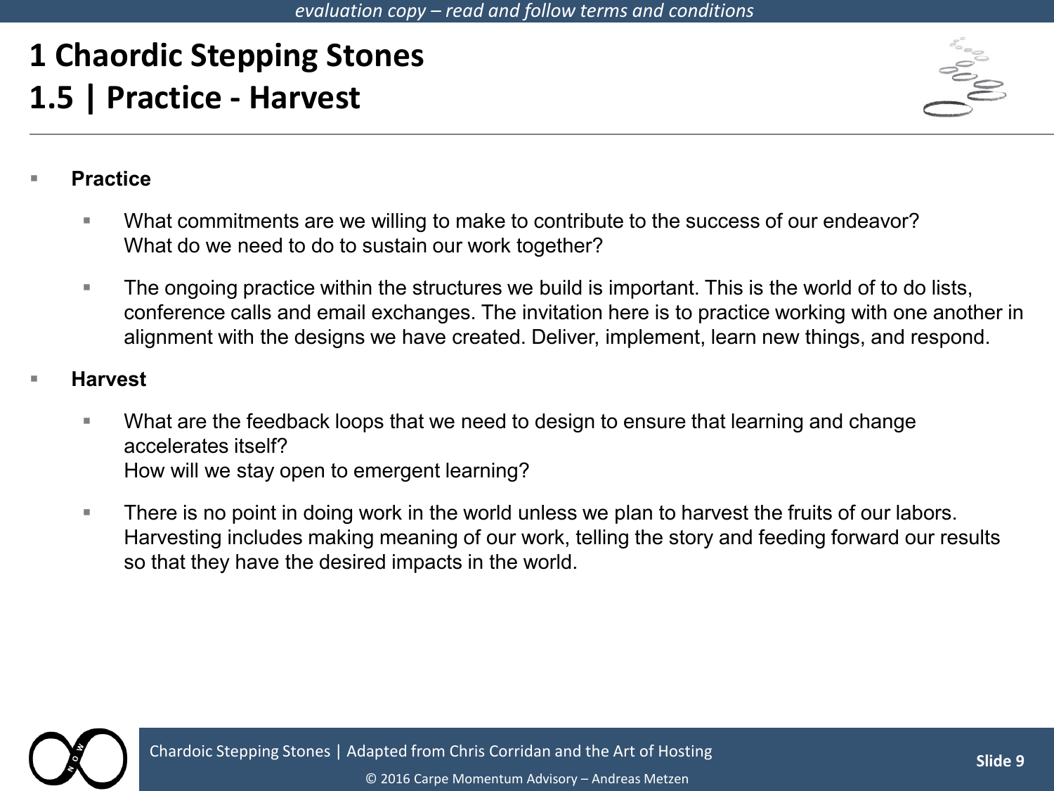# 1 Chaordic Stepping Stones
## 1.5 | Practice - Harvest

- **Practice**
  - What commitments are we willing to make to contribute to the success of our endeavor?
    What do we need to do to sustain our work together?
  - The ongoing practice within the structures we build is important. This is the world of to do lists, conference calls and email exchanges. The invitation here is to practice working with one another in alignment with the designs we have created. Deliver, implement, learn new things, and respond.
- **Harvest**
  - What are the feedback loops that we need to design to ensure that learning and change accelerates itself?
    How will we stay open to emergent learning?
  - There is no point in doing work in the world unless we plan to harvest the fruits of our labors. Harvesting includes making meaning of our work, telling the story and feeding forward our results so that they have the desired impacts in the world.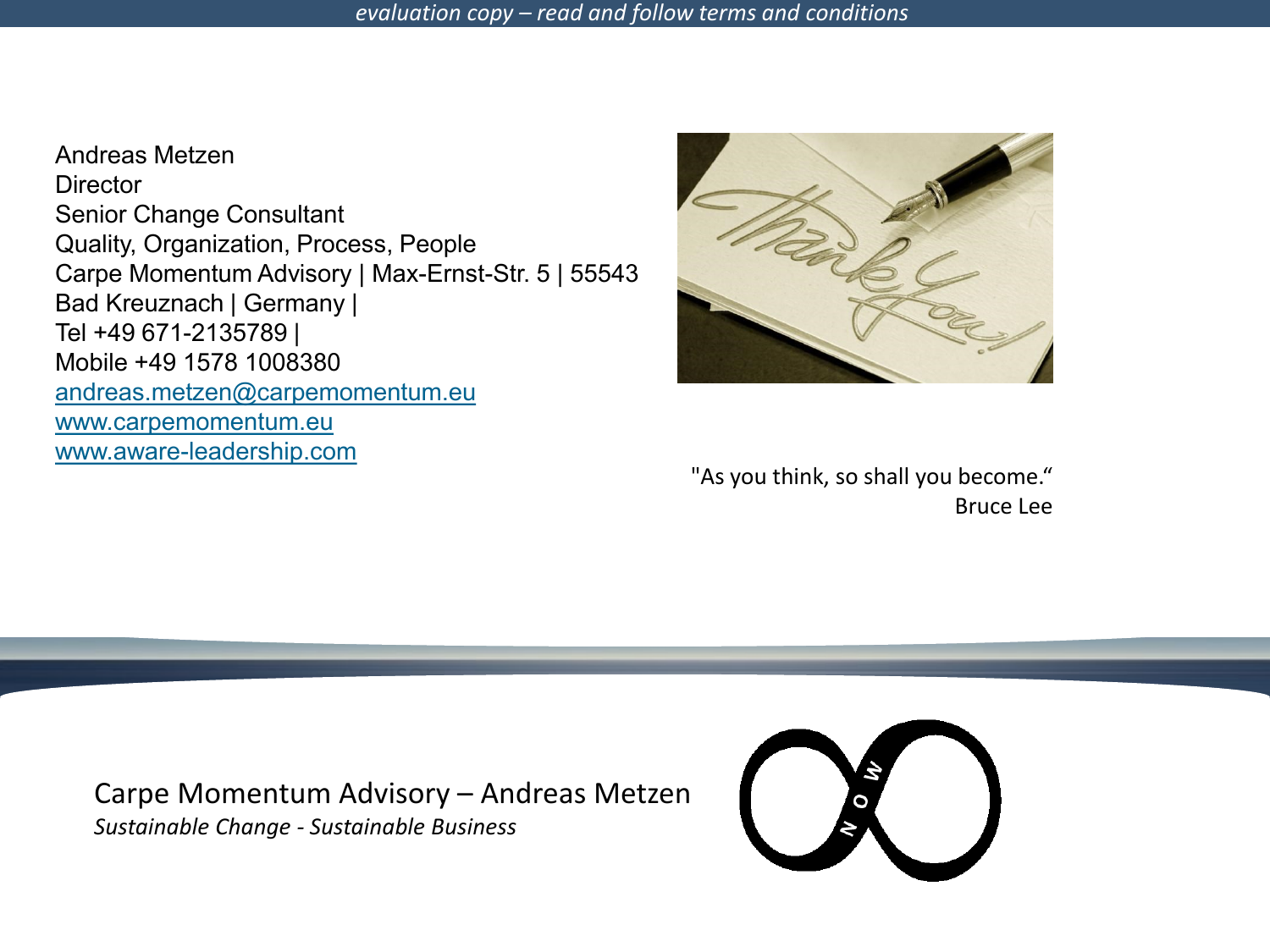Andreas Metzen
Director
Senior Change Consultant
Quality, Organization, Process, People
Carpe Momentum Advisory | Max-Ernst-Str. 5 | 55543
Bad Kreuznach | Germany |
Tel +49 671-2135789 |
Mobile +49 1578 1008380
andreas.metzen@carpemomentum.eu
www.carpemomentum.eu
www.aware-leadership.com

"As you think, so shall you become.“
Bruce Lee

Carpe Momentum Advisory – Andreas Metzen
*Sustainable Change - Sustainable Business*